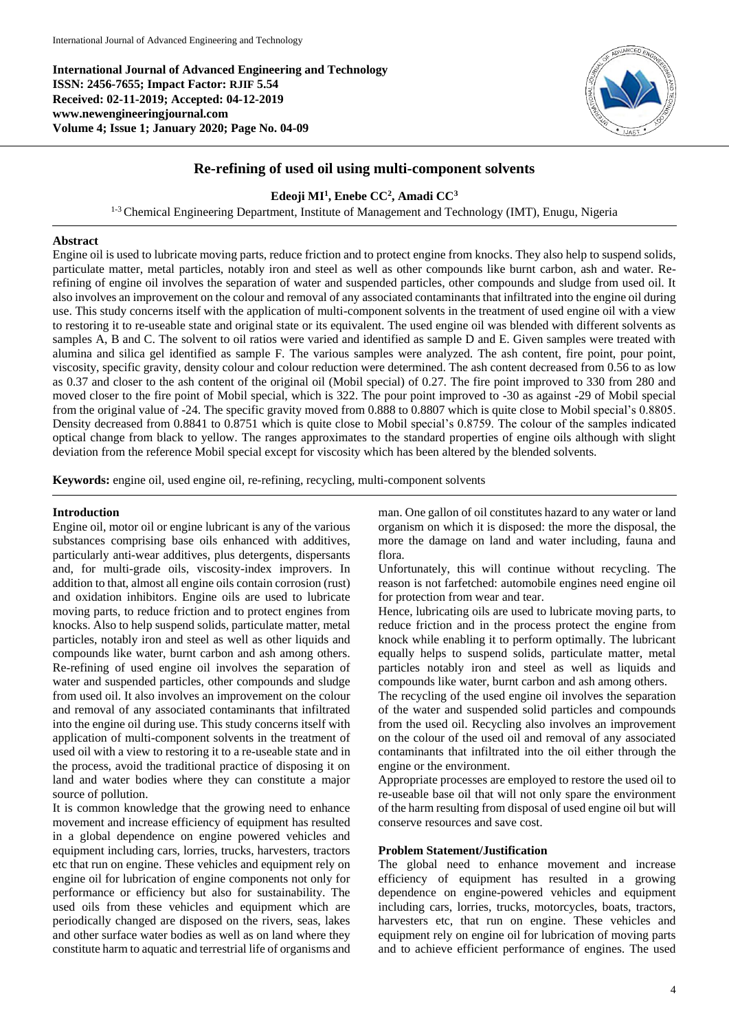**International Journal of Advanced Engineering and Technology**
**ISSN: 2456-7655; Impact Factor: RJIF 5.54**
**Received: 02-11-2019; Accepted: 04-12-2019**
**www.newengineeringjournal.com**
**Volume 4; Issue 1; January 2020; Page No. 04-09**

# Re-refining of used oil using multi-component solvents

**Edeoji MI[1], Enebe CC[2], Amadi CC[3]**

[1-3] Chemical Engineering Department, Institute of Management and Technology (IMT), Enugu, Nigeria

## Abstract

Engine oil is used to lubricate moving parts, reduce friction and to protect engine from knocks. They also help to suspend solids, particulate matter, metal particles, notably iron and steel as well as other compounds like burnt carbon, ash and water. Re-refining of engine oil involves the separation of water and suspended particles, other compounds and sludge from used oil. It also involves an improvement on the colour and removal of any associated contaminants that infiltrated into the engine oil during use. This study concerns itself with the application of multi-component solvents in the treatment of used engine oil with a view to restoring it to re-useable state and original state or its equivalent. The used engine oil was blended with different solvents as samples A, B and C. The solvent to oil ratios were varied and identified as sample D and E. Given samples were treated with alumina and silica gel identified as sample F. The various samples were analyzed. The ash content, fire point, pour point, viscosity, specific gravity, density colour and colour reduction were determined. The ash content decreased from 0.56 to as low as 0.37 and closer to the ash content of the original oil (Mobil special) of 0.27. The fire point improved to 330 from 280 and moved closer to the fire point of Mobil special, which is 322. The pour point improved to -30 as against -29 of Mobil special from the original value of -24. The specific gravity moved from 0.888 to 0.8807 which is quite close to Mobil special's 0.8805. Density decreased from 0.8841 to 0.8751 which is quite close to Mobil special's 0.8759. The colour of the samples indicated optical change from black to yellow. The ranges approximates to the standard properties of engine oils although with slight deviation from the reference Mobil special except for viscosity which has been altered by the blended solvents.

**Keywords:** engine oil, used engine oil, re-refining, recycling, multi-component solvents

## Introduction

Engine oil, motor oil or engine lubricant is any of the various substances comprising base oils enhanced with additives, particularly anti-wear additives, plus detergents, dispersants and, for multi-grade oils, viscosity-index improvers. In addition to that, almost all engine oils contain corrosion (rust) and oxidation inhibitors. Engine oils are used to lubricate moving parts, to reduce friction and to protect engines from knocks. Also to help suspend solids, particulate matter, metal particles, notably iron and steel as well as other liquids and compounds like water, burnt carbon and ash among others. Re-refining of used engine oil involves the separation of water and suspended particles, other compounds and sludge from used oil. It also involves an improvement on the colour and removal of any associated contaminants that infiltrated into the engine oil during use. This study concerns itself with application of multi-component solvents in the treatment of used oil with a view to restoring it to a re-useable state and in the process, avoid the traditional practice of disposing it on land and water bodies where they can constitute a major source of pollution.

It is common knowledge that the growing need to enhance movement and increase efficiency of equipment has resulted in a global dependence on engine powered vehicles and equipment including cars, lorries, trucks, harvesters, tractors etc that run on engine. These vehicles and equipment rely on engine oil for lubrication of engine components not only for performance or efficiency but also for sustainability. The used oils from these vehicles and equipment which are periodically changed are disposed on the rivers, seas, lakes and other surface water bodies as well as on land where they constitute harm to aquatic and terrestrial life of organisms and man. One gallon of oil constitutes hazard to any water or land organism on which it is disposed: the more the disposal, the more the damage on land and water including, fauna and flora.

Unfortunately, this will continue without recycling. The reason is not farfetched: automobile engines need engine oil for protection from wear and tear.

Hence, lubricating oils are used to lubricate moving parts, to reduce friction and in the process protect the engine from knock while enabling it to perform optimally. The lubricant equally helps to suspend solids, particulate matter, metal particles notably iron and steel as well as liquids and compounds like water, burnt carbon and ash among others.

The recycling of the used engine oil involves the separation of the water and suspended solid particles and compounds from the used oil. Recycling also involves an improvement on the colour of the used oil and removal of any associated contaminants that infiltrated into the oil either through the engine or the environment.

Appropriate processes are employed to restore the used oil to re-useable base oil that will not only spare the environment of the harm resulting from disposal of used engine oil but will conserve resources and save cost.

## Problem Statement/Justification

The global need to enhance movement and increase efficiency of equipment has resulted in a growing dependence on engine-powered vehicles and equipment including cars, lorries, trucks, motorcycles, boats, tractors, harvesters etc, that run on engine. These vehicles and equipment rely on engine oil for lubrication of moving parts and to achieve efficient performance of engines. The used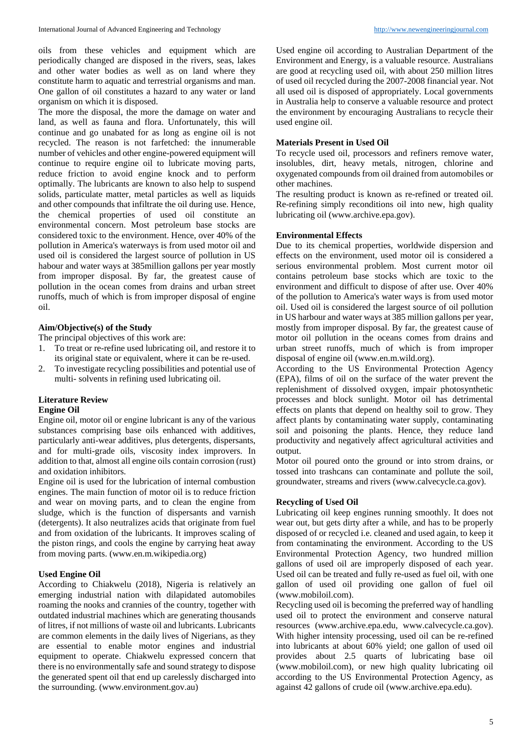oils from these vehicles and equipment which are periodically changed are disposed in the rivers, seas, lakes and other water bodies as well as on land where they constitute harm to aquatic and terrestrial organisms and man. One gallon of oil constitutes a hazard to any water or land organism on which it is disposed.

The more the disposal, the more the damage on water and land, as well as fauna and flora. Unfortunately, this will continue and go unabated for as long as engine oil is not recycled. The reason is not farfetched: the innumerable number of vehicles and other engine-powered equipment will continue to require engine oil to lubricate moving parts, reduce friction to avoid engine knock and to perform optimally. The lubricants are known to also help to suspend solids, particulate matter, metal particles as well as liquids and other compounds that infiltrate the oil during use. Hence, the chemical properties of used oil constitute an environmental concern. Most petroleum base stocks are considered toxic to the environment. Hence, over 40% of the pollution in America's waterways is from used motor oil and used oil is considered the largest source of pollution in US habour and water ways at 385million gallons per year mostly from improper disposal. By far, the greatest cause of pollution in the ocean comes from drains and urban street runoffs, much of which is from improper disposal of engine oil.

### Aim/Objective(s) of the Study

The principal objectives of this work are:

1. To treat or re-refine used lubricating oil, and restore it to its original state or equivalent, where it can be re-used.
2. To investigate recycling possibilities and potential use of multi- solvents in refining used lubricating oil.

## Literature Review

### Engine Oil

Engine oil, motor oil or engine lubricant is any of the various substances comprising base oils enhanced with additives, particularly anti-wear additives, plus detergents, dispersants, and for multi-grade oils, viscosity index improvers. In addition to that, almost all engine oils contain corrosion (rust) and oxidation inhibitors.

Engine oil is used for the lubrication of internal combustion engines. The main function of motor oil is to reduce friction and wear on moving parts, and to clean the engine from sludge, which is the function of dispersants and varnish (detergents). It also neutralizes acids that originate from fuel and from oxidation of the lubricants. It improves scaling of the piston rings, and cools the engine by carrying heat away from moving parts. (www.en.m.wikipedia.org)

### Used Engine Oil

According to Chiakwelu (2018), Nigeria is relatively an emerging industrial nation with dilapidated automobiles roaming the nooks and crannies of the country, together with outdated industrial machines which are generating thousands of litres, if not millions of waste oil and lubricants. Lubricants are common elements in the daily lives of Nigerians, as they are essential to enable motor engines and industrial equipment to operate. Chiakwelu expressed concern that there is no environmentally safe and sound strategy to dispose the generated spent oil that end up carelessly discharged into the surrounding. (www.environment.gov.au)

Used engine oil according to Australian Department of the Environment and Energy, is a valuable resource. Australians are good at recycling used oil, with about 250 million litres of used oil recycled during the 2007-2008 financial year. Not all used oil is disposed of appropriately. Local governments in Australia help to conserve a valuable resource and protect the environment by encouraging Australians to recycle their used engine oil.

### Materials Present in Used Oil

To recycle used oil, processors and refiners remove water, insolubles, dirt, heavy metals, nitrogen, chlorine and oxygenated compounds from oil drained from automobiles or other machines.

The resulting product is known as re-refined or treated oil. Re-refining simply reconditions oil into new, high quality lubricating oil (www.archive.epa.gov).

### Environmental Effects

Due to its chemical properties, worldwide dispersion and effects on the environment, used motor oil is considered a serious environmental problem. Most current motor oil contains petroleum base stocks which are toxic to the environment and difficult to dispose of after use. Over 40% of the pollution to America's water ways is from used motor oil. Used oil is considered the largest source of oil pollution in US harbour and water ways at 385 million gallons per year, mostly from improper disposal. By far, the greatest cause of motor oil pollution in the oceans comes from drains and urban street runoffs, much of which is from improper disposal of engine oil (www.en.m.wild.org).

According to the US Environmental Protection Agency (EPA), films of oil on the surface of the water prevent the replenishment of dissolved oxygen, impair photosynthetic processes and block sunlight. Motor oil has detrimental effects on plants that depend on healthy soil to grow. They affect plants by contaminating water supply, contaminating soil and poisoning the plants. Hence, they reduce land productivity and negatively affect agricultural activities and output.

Motor oil poured onto the ground or into strom drains, or tossed into trashcans can contaminate and pollute the soil, groundwater, streams and rivers (www.calvecycle.ca.gov).

### Recycling of Used Oil

Lubricating oil keep engines running smoothly. It does not wear out, but gets dirty after a while, and has to be properly disposed of or recycled i.e. cleaned and used again, to keep it from contaminating the environment. According to the US Environmental Protection Agency, two hundred million gallons of used oil are improperly disposed of each year. Used oil can be treated and fully re-used as fuel oil, with one gallon of used oil providing one gallon of fuel oil (www.mobiloil.com).

Recycling used oil is becoming the preferred way of handling used oil to protect the environment and conserve natural resources (www.archive.epa.edu, www.calvecycle.ca.gov). With higher intensity processing, used oil can be re-refined into lubricants at about 60% yield; one gallon of used oil provides about 2.5 quarts of lubricating base oil (www.mobiloil.com), or new high quality lubricating oil according to the US Environmental Protection Agency, as against 42 gallons of crude oil (www.archive.epa.edu).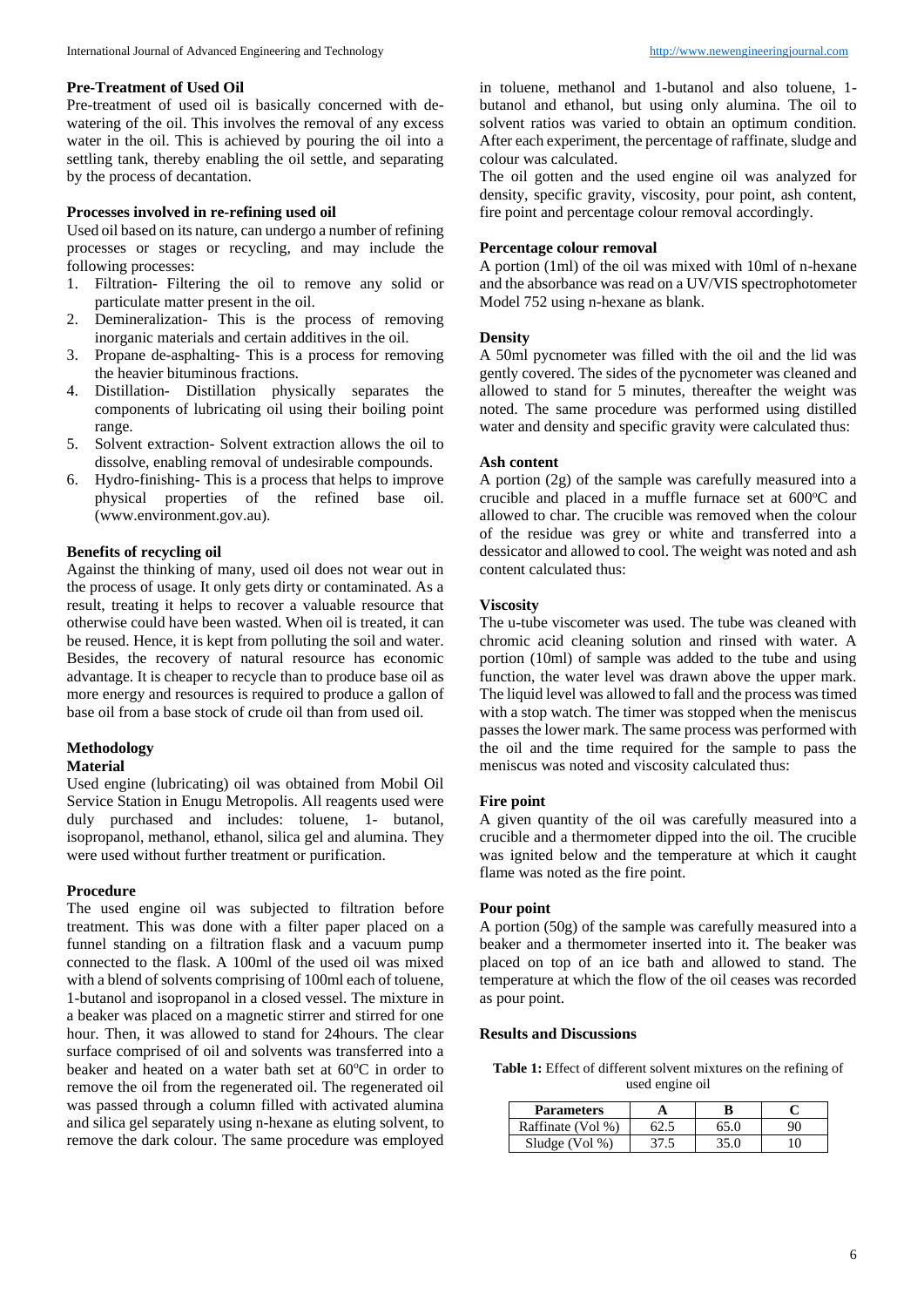### Pre-Treatment of Used Oil

Pre-treatment of used oil is basically concerned with de-watering of the oil. This involves the removal of any excess water in the oil. This is achieved by pouring the oil into a settling tank, thereby enabling the oil settle, and separating by the process of decantation.

### Processes involved in re-refining used oil

Used oil based on its nature, can undergo a number of refining processes or stages or recycling, and may include the following processes:

1. Filtration- Filtering the oil to remove any solid or particulate matter present in the oil.
2. Demineralization- This is the process of removing inorganic materials and certain additives in the oil.
3. Propane de-asphalting- This is a process for removing the heavier bituminous fractions.
4. Distillation- Distillation physically separates the components of lubricating oil using their boiling point range.
5. Solvent extraction- Solvent extraction allows the oil to dissolve, enabling removal of undesirable compounds.
6. Hydro-finishing- This is a process that helps to improve physical properties of the refined base oil. (www.environment.gov.au).

### Benefits of recycling oil

Against the thinking of many, used oil does not wear out in the process of usage. It only gets dirty or contaminated. As a result, treating it helps to recover a valuable resource that otherwise could have been wasted. When oil is treated, it can be reused. Hence, it is kept from polluting the soil and water. Besides, the recovery of natural resource has economic advantage. It is cheaper to recycle than to produce base oil as more energy and resources is required to produce a gallon of base oil from a base stock of crude oil than from used oil.

## Methodology

### Material

Used engine (lubricating) oil was obtained from Mobil Oil Service Station in Enugu Metropolis. All reagents used were duly purchased and includes: toluene, 1- butanol, isopropanol, methanol, ethanol, silica gel and alumina. They were used without further treatment or purification.

### Procedure

The used engine oil was subjected to filtration before treatment. This was done with a filter paper placed on a funnel standing on a filtration flask and a vacuum pump connected to the flask. A 100ml of the used oil was mixed with a blend of solvents comprising of 100ml each of toluene, 1-butanol and isopropanol in a closed vessel. The mixture in a beaker was placed on a magnetic stirrer and stirred for one hour. Then, it was allowed to stand for 24hours. The clear surface comprised of oil and solvents was transferred into a beaker and heated on a water bath set at 60$^{o}$C in order to remove the oil from the regenerated oil. The regenerated oil was passed through a column filled with activated alumina and silica gel separately using n-hexane as eluting solvent, to remove the dark colour. The same procedure was employed in toluene, methanol and 1-butanol and also toluene, 1-butanol and ethanol, but using only alumina. The oil to solvent ratios was varied to obtain an optimum condition. After each experiment, the percentage of raffinate, sludge and colour was calculated.

The oil gotten and the used engine oil was analyzed for density, specific gravity, viscosity, pour point, ash content, fire point and percentage colour removal accordingly.

### Percentage colour removal

A portion (1ml) of the oil was mixed with 10ml of n-hexane and the absorbance was read on a UV/VIS spectrophotometer Model 752 using n-hexane as blank.

### Density

A 50ml pycnometer was filled with the oil and the lid was gently covered. The sides of the pycnometer was cleaned and allowed to stand for 5 minutes, thereafter the weight was noted. The same procedure was performed using distilled water and density and specific gravity were calculated thus:

### Ash content

A portion (2g) of the sample was carefully measured into a crucible and placed in a muffle furnace set at 600$^{o}$C and allowed to char. The crucible was removed when the colour of the residue was grey or white and transferred into a dessicator and allowed to cool. The weight was noted and ash content calculated thus:

### Viscosity

The u-tube viscometer was used. The tube was cleaned with chromic acid cleaning solution and rinsed with water. A portion (10ml) of sample was added to the tube and using function, the water level was drawn above the upper mark. The liquid level was allowed to fall and the process was timed with a stop watch. The timer was stopped when the meniscus passes the lower mark. The same process was performed with the oil and the time required for the sample to pass the meniscus was noted and viscosity calculated thus:

### Fire point

A given quantity of the oil was carefully measured into a crucible and a thermometer dipped into the oil. The crucible was ignited below and the temperature at which it caught flame was noted as the fire point.

### Pour point

A portion (50g) of the sample was carefully measured into a beaker and a thermometer inserted into it. The beaker was placed on top of an ice bath and allowed to stand. The temperature at which the flow of the oil ceases was recorded as pour point.

## Results and Discussions

**Table 1:** Effect of different solvent mixtures on the refining of used engine oil

| Parameters | A | B | C |
|---|---|---|---|
| Raffinate (Vol %) | 62.5 | 65.0 | 90 |
| Sludge (Vol %) | 37.5 | 35.0 | 10 |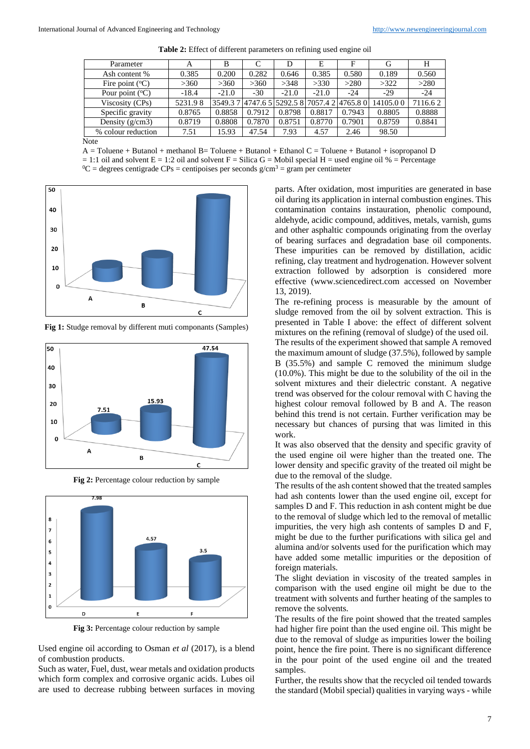**Table 2:** Effect of different parameters on refining used engine oil

| Parameter | A | B | C | D | E | F | G | H |
|---|---|---|---|---|---|---|---|---|
| Ash content % | 0.385 | 0.200 | 0.282 | 0.646 | 0.385 | 0.580 | 0.189 | 0.560 |
| Fire point (°C) | >360 | >360 | >360 | >348 | >330 | >280 | >322 | >280 |
| Pour point (°C) | -18.4 | -21.0 | -30 | -21.0 | -21.0 | -24 | -29 | -24 |
| Viscosity (CPs) | 5231.9 8 | 3549.3 7 | 4747.6 5 | 5292.5 8 | 7057.4 2 | 4765.8 0 | 14105.0 0 | 7116.6 2 |
| Specific gravity | 0.8765 | 0.8858 | 0.7912 | 0.8798 | 0.8817 | 0.7943 | 0.8805 | 0.8888 |
| Density (g/cm3) | 0.8719 | 0.8808 | 0.7870 | 0.8751 | 0.8770 | 0.7901 | 0.8759 | 0.8841 |
| % colour reduction | 7.51 | 15.93 | 47.54 | 7.93 | 4.57 | 2.46 | 98.50 | |

Note

A = Toluene + Butanol + methanol B= Toluene + Butanol + Ethanol C = Toluene + Butanol + isopropanol D = 1:1 oil and solvent E = 1:2 oil and solvent F = Silica G = Mobil special H = used engine oil % = Percentage $^0$C = degrees centigrade CPs = centipoises per seconds g/cm$^3$ = gram per centimeter

**Fig 1:** Sludge removal by different muti componants (Samples)

**Fig 2:** Percentage colour reduction by sample

**Fig 3:** Percentage colour reduction by sample

Used engine oil according to Osman *et al* (2017), is a blend of combustion products.

Such as water, Fuel, dust, wear metals and oxidation products which form complex and corrosive organic acids. Lubes oil are used to decrease rubbing between surfaces in moving parts. After oxidation, most impurities are generated in base oil during its application in internal combustion engines. This contamination contains instauration, phenolic compound, aldehyde, acidic compound, additives, metals, varnish, gums and other asphaltic compounds originating from the overlay of bearing surfaces and degradation base oil components. These impurities can be removed by distillation, acidic refining, clay treatment and hydrogenation. However solvent extraction followed by adsorption is considered more effective (www.sciencedirect.com accessed on November 13, 2019).

The re-refining process is measurable by the amount of sludge removed from the oil by solvent extraction. This is presented in Table I above: the effect of different solvent mixtures on the refining (removal of sludge) of the used oil.

The results of the experiment showed that sample A removed the maximum amount of sludge (37.5%), followed by sample B (35.5%) and sample C removed the minimum sludge (10.0%). This might be due to the solubility of the oil in the solvent mixtures and their dielectric constant. A negative trend was observed for the colour removal with C having the highest colour removal followed by B and A. The reason behind this trend is not certain. Further verification may be necessary but chances of pursing that was limited in this work.

It was also observed that the density and specific gravity of the used engine oil were higher than the treated one. The lower density and specific gravity of the treated oil might be due to the removal of the sludge.

The results of the ash content showed that the treated samples had ash contents lower than the used engine oil, except for samples D and F. This reduction in ash content might be due to the removal of sludge which led to the removal of metallic impurities, the very high ash contents of samples D and F, might be due to the further purifications with silica gel and alumina and/or solvents used for the purification which may have added some metallic impurities or the deposition of foreign materials.

The slight deviation in viscosity of the treated samples in comparison with the used engine oil might be due to the treatment with solvents and further heating of the samples to remove the solvents.

The results of the fire point showed that the treated samples had higher fire point than the used engine oil. This might be due to the removal of sludge as impurities lower the boiling point, hence the fire point. There is no significant difference in the pour point of the used engine oil and the treated samples.

Further, the results show that the recycled oil tended towards the standard (Mobil special) qualities in varying ways - while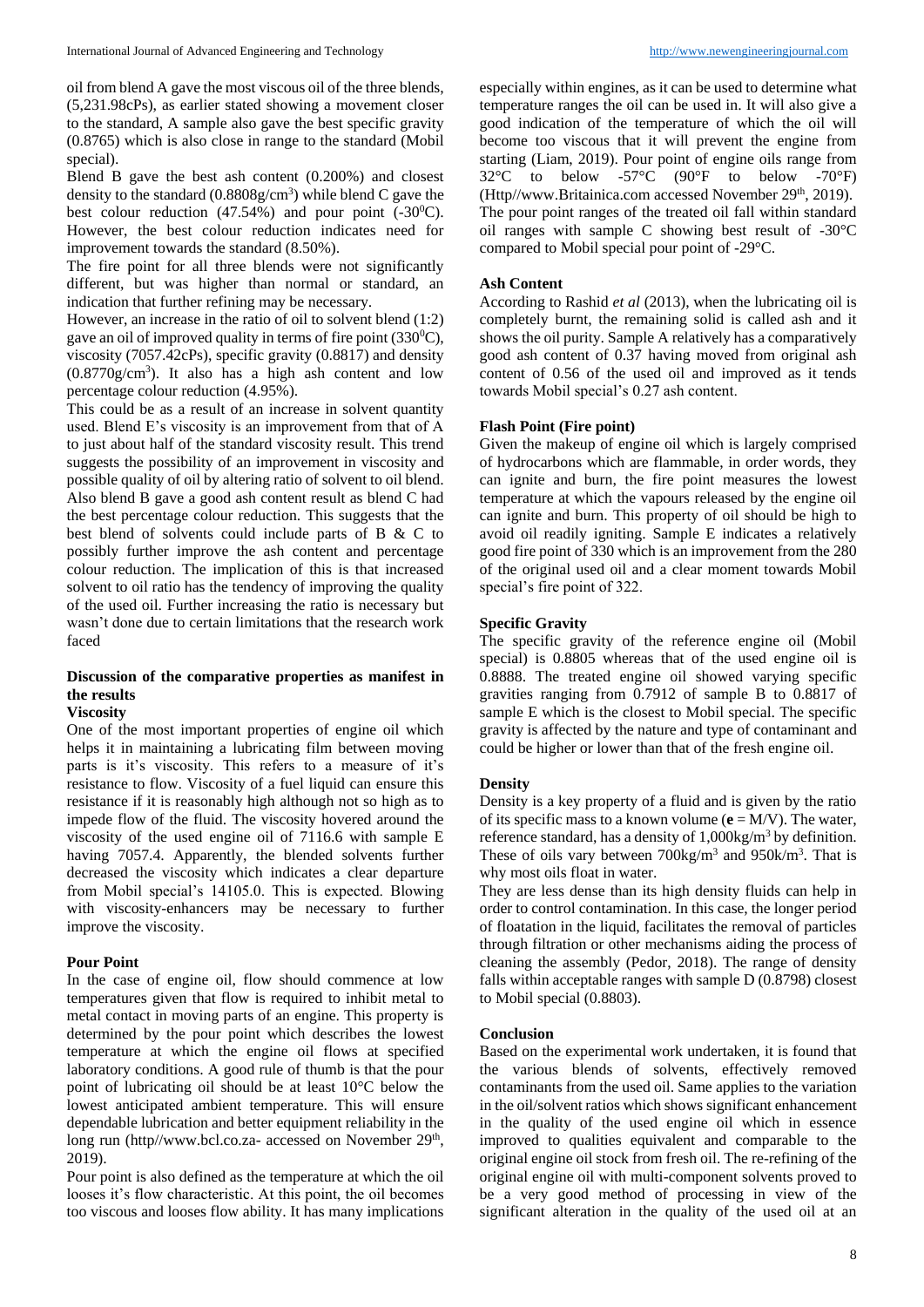oil from blend A gave the most viscous oil of the three blends, (5,231.98cPs), as earlier stated showing a movement closer to the standard, A sample also gave the best specific gravity (0.8765) which is also close in range to the standard (Mobil special).

Blend B gave the best ash content (0.200%) and closest density to the standard (0.8808g/cm$^3$) while blend C gave the best colour reduction (47.54%) and pour point (-30$^0$C). However, the best colour reduction indicates need for improvement towards the standard (8.50%).

The fire point for all three blends were not significantly different, but was higher than normal or standard, an indication that further refining may be necessary.

However, an increase in the ratio of oil to solvent blend (1:2) gave an oil of improved quality in terms of fire point (330$^0$C), viscosity (7057.42cPs), specific gravity (0.8817) and density (0.8770g/cm$^3$). It also has a high ash content and low percentage colour reduction (4.95%).

This could be as a result of an increase in solvent quantity used. Blend E's viscosity is an improvement from that of A to just about half of the standard viscosity result. This trend suggests the possibility of an improvement in viscosity and possible quality of oil by altering ratio of solvent to oil blend. Also blend B gave a good ash content result as blend C had the best percentage colour reduction. This suggests that the best blend of solvents could include parts of B & C to possibly further improve the ash content and percentage colour reduction. The implication of this is that increased solvent to oil ratio has the tendency of improving the quality of the used oil. Further increasing the ratio is necessary but wasn't done due to certain limitations that the research work faced

### Discussion of the comparative properties as manifest in the results

#### Viscosity

One of the most important properties of engine oil which helps it in maintaining a lubricating film between moving parts is it's viscosity. This refers to a measure of it's resistance to flow. Viscosity of a fuel liquid can ensure this resistance if it is reasonably high although not so high as to impede flow of the fluid. The viscosity hovered around the viscosity of the used engine oil of 7116.6 with sample E having 7057.4. Apparently, the blended solvents further decreased the viscosity which indicates a clear departure from Mobil special's 14105.0. This is expected. Blowing with viscosity-enhancers may be necessary to further improve the viscosity.

#### Pour Point

In the case of engine oil, flow should commence at low temperatures given that flow is required to inhibit metal to metal contact in moving parts of an engine. This property is determined by the pour point which describes the lowest temperature at which the engine oil flows at specified laboratory conditions. A good rule of thumb is that the pour point of lubricating oil should be at least 10°C below the lowest anticipated ambient temperature. This will ensure dependable lubrication and better equipment reliability in the long run (http//www.bcl.co.za- accessed on November 29$^{th}$, 2019).

Pour point is also defined as the temperature at which the oil looses it's flow characteristic. At this point, the oil becomes too viscous and looses flow ability. It has many implications especially within engines, as it can be used to determine what temperature ranges the oil can be used in. It will also give a good indication of the temperature of which the oil will become too viscous that it will prevent the engine from starting (Liam, 2019). Pour point of engine oils range from 32°C to below -57°C (90°F to below -70°F) (Http//www.Britainica.com accessed November 29$^{th}$, 2019). The pour point ranges of the treated oil fall within standard oil ranges with sample C showing best result of -30°C compared to Mobil special pour point of -29°C.

#### Ash Content

According to Rashid *et al* (2013), when the lubricating oil is completely burnt, the remaining solid is called ash and it shows the oil purity. Sample A relatively has a comparatively good ash content of 0.37 having moved from original ash content of 0.56 of the used oil and improved as it tends towards Mobil special's 0.27 ash content.

#### Flash Point (Fire point)

Given the makeup of engine oil which is largely comprised of hydrocarbons which are flammable, in order words, they can ignite and burn, the fire point measures the lowest temperature at which the vapours released by the engine oil can ignite and burn. This property of oil should be high to avoid oil readily igniting. Sample E indicates a relatively good fire point of 330 which is an improvement from the 280 of the original used oil and a clear moment towards Mobil special's fire point of 322.

#### Specific Gravity

The specific gravity of the reference engine oil (Mobil special) is 0.8805 whereas that of the used engine oil is 0.8888. The treated engine oil showed varying specific gravities ranging from 0.7912 of sample B to 0.8817 of sample E which is the closest to Mobil special. The specific gravity is affected by the nature and type of contaminant and could be higher or lower than that of the fresh engine oil.

#### Density

Density is a key property of a fluid and is given by the ratio of its specific mass to a known volume (**e** = M/V). The water, reference standard, has a density of 1,000kg/m$^3$ by definition. These of oils vary between 700kg/m$^3$ and 950k/m$^3$. That is why most oils float in water.

They are less dense than its high density fluids can help in order to control contamination. In this case, the longer period of floatation in the liquid, facilitates the removal of particles through filtration or other mechanisms aiding the process of cleaning the assembly (Pedor, 2018). The range of density falls within acceptable ranges with sample D (0.8798) closest to Mobil special (0.8803).

### Conclusion

Based on the experimental work undertaken, it is found that the various blends of solvents, effectively removed contaminants from the used oil. Same applies to the variation in the oil/solvent ratios which shows significant enhancement in the quality of the used engine oil which in essence improved to qualities equivalent and comparable to the original engine oil stock from fresh oil. The re-refining of the original engine oil with multi-component solvents proved to be a very good method of processing in view of the significant alteration in the quality of the used oil at an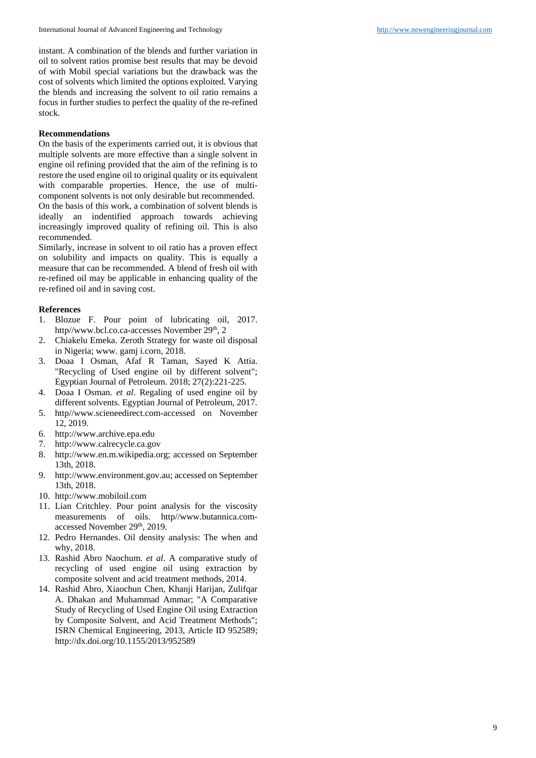instant. A combination of the blends and further variation in oil to solvent ratios promise best results that may be devoid of with Mobil special variations but the drawback was the cost of solvents which limited the options exploited. Varying the blends and increasing the solvent to oil ratio remains a focus in further studies to perfect the quality of the re-refined stock.

## Recommendations

On the basis of the experiments carried out, it is obvious that multiple solvents are more effective than a single solvent in engine oil refining provided that the aim of the refining is to restore the used engine oil to original quality or its equivalent with comparable properties. Hence, the use of multi-component solvents is not only desirable but recommended.

On the basis of this work, a combination of solvent blends is ideally an indentified approach towards achieving increasingly improved quality of refining oil. This is also recommended.

Similarly, increase in solvent to oil ratio has a proven effect on solubility and impacts on quality. This is equally a measure that can be recommended. A blend of fresh oil with re-refined oil may be applicable in enhancing quality of the re-refined oil and in saving cost.

## References

1. Blozue F. Pour point of lubricating oil, 2017. http//www.bcl.co.ca-accesses November 29th, 2
2. Chiakelu Emeka. Zeroth Strategy for waste oil disposal in Nigeria; www. gamj i.corn, 2018.
3. Doaa I Osman, Afaf R Taman, Sayed K Attia. "Recycling of Used engine oil by different solvent"; Egyptian Journal of Petroleum. 2018; 27(2):221-225.
4. Doaa I Osman. *et al*. Regaling of used engine oil by different solvents. Egyptian Journal of Petroleum, 2017.
5. http//www.scieneedirect.com-accessed on November 12, 2019.
6. http://www.archive.epa.edu
7. http://www.calrecycle.ca.gov
8. http://www.en.m.wikipedia.org; accessed on September 13th, 2018.
9. http://www.environment.gov.au; accessed on September 13th, 2018.
10. http://www.mobiloil.com
11. Lian Critchley. Pour point analysis for the viscosity measurements of oils. http//www.butannica.com-accessed November 29th, 2019.
12. Pedro Hernandes. Oil density analysis: The when and why, 2018.
13. Rashid Abro Naochum. *et al*. A comparative study of recycling of used engine oil using extraction by composite solvent and acid treatment methods, 2014.
14. Rashid Abro, Xiaochun Chen, Khanji Harijan, Zulifqar A. Dhakan and Muhammad Ammar; "A Comparative Study of Recycling of Used Engine Oil using Extraction by Composite Solvent, and Acid Treatment Methods"; ISRN Chemical Engineering, 2013, Article ID 952589; http://dx.doi.org/10.1155/2013/952589